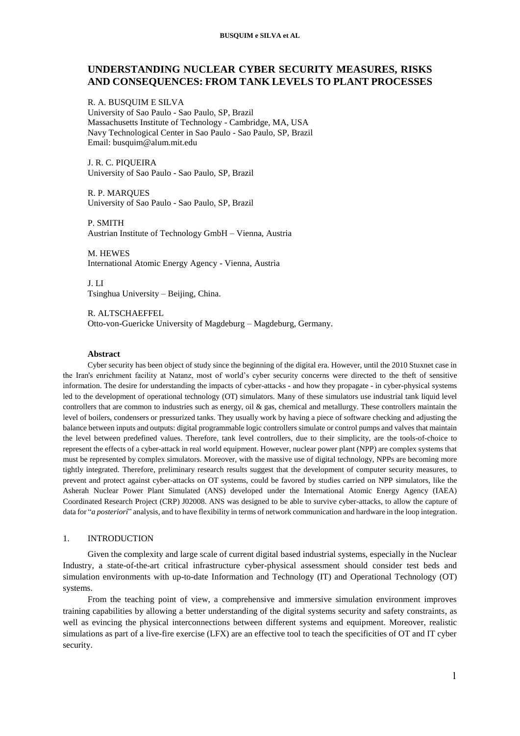# UNDERSTANDING NUCLEAR CYBER SECURITY MEASURES, RISKS AND CONSEQUENCES: FROM TANK LEVELS TO PLANT PROCESSES

R. A. BUSQUIM E SILVA
University of Sao Paulo - Sao Paulo, SP, Brazil
Massachusetts Institute of Technology - Cambridge, MA, USA
Navy Technological Center in Sao Paulo - Sao Paulo, SP, Brazil
Email: busquim@alum.mit.edu

J. R. C. PIQUEIRA
University of Sao Paulo - Sao Paulo, SP, Brazil

R. P. MARQUES
University of Sao Paulo - Sao Paulo, SP, Brazil

P. SMITH
Austrian Institute of Technology GmbH – Vienna, Austria

M. HEWES
International Atomic Energy Agency - Vienna, Austria

J. LI
Tsinghua University – Beijing, China.

R. ALTSCHAEFFEL
Otto-von-Guericke University of Magdeburg – Magdeburg, Germany.

**Abstract**

Cyber security has been object of study since the beginning of the digital era. However, until the 2010 Stuxnet case in the Iran's enrichment facility at Natanz, most of world's cyber security concerns were directed to the theft of sensitive information. The desire for understanding the impacts of cyber-attacks - and how they propagate - in cyber-physical systems led to the development of operational technology (OT) simulators. Many of these simulators use industrial tank liquid level controllers that are common to industries such as energy, oil & gas, chemical and metallurgy. These controllers maintain the level of boilers, condensers or pressurized tanks. They usually work by having a piece of software checking and adjusting the balance between inputs and outputs: digital programmable logic controllers simulate or control pumps and valves that maintain the level between predefined values. Therefore, tank level controllers, due to their simplicity, are the tools-of-choice to represent the effects of a cyber-attack in real world equipment. However, nuclear power plant (NPP) are complex systems that must be represented by complex simulators. Moreover, with the massive use of digital technology, NPPs are becoming more tightly integrated. Therefore, preliminary research results suggest that the development of computer security measures, to prevent and protect against cyber-attacks on OT systems, could be favored by studies carried on NPP simulators, like the Asherah Nuclear Power Plant Simulated (ANS) developed under the International Atomic Energy Agency (IAEA) Coordinated Research Project (CRP) J02008. ANS was designed to be able to survive cyber-attacks, to allow the capture of data for "*a posteriori*" analysis, and to have flexibility in terms of network communication and hardware in the loop integration.

## 1. INTRODUCTION

Given the complexity and large scale of current digital based industrial systems, especially in the Nuclear Industry, a state-of-the-art critical infrastructure cyber-physical assessment should consider test beds and simulation environments with up-to-date Information and Technology (IT) and Operational Technology (OT) systems.

From the teaching point of view, a comprehensive and immersive simulation environment improves training capabilities by allowing a better understanding of the digital systems security and safety constraints, as well as evincing the physical interconnections between different systems and equipment. Moreover, realistic simulations as part of a live-fire exercise (LFX) are an effective tool to teach the specificities of OT and IT cyber security.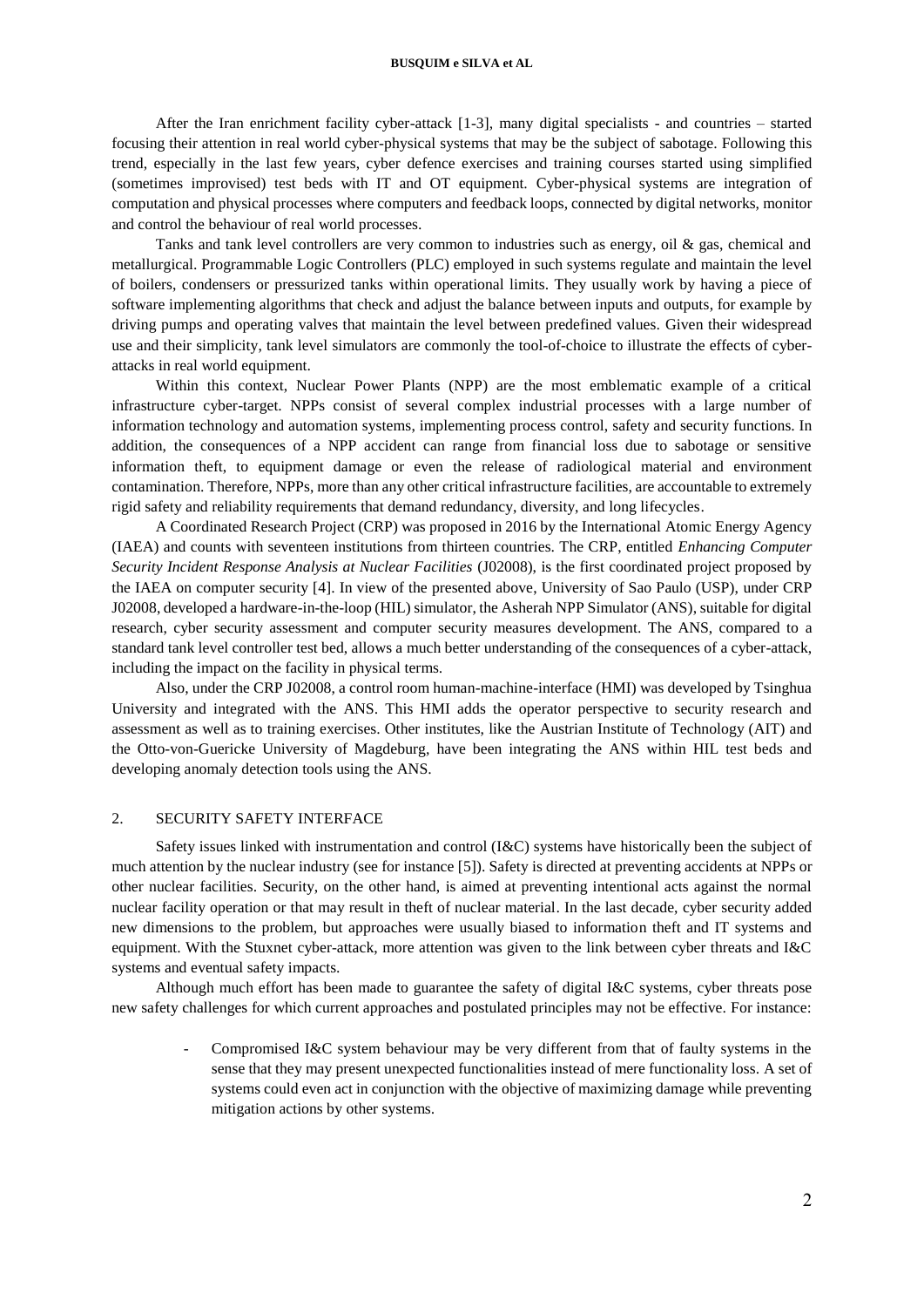After the Iran enrichment facility cyber-attack [1-3], many digital specialists - and countries – started focusing their attention in real world cyber-physical systems that may be the subject of sabotage. Following this trend, especially in the last few years, cyber defence exercises and training courses started using simplified (sometimes improvised) test beds with IT and OT equipment. Cyber-physical systems are integration of computation and physical processes where computers and feedback loops, connected by digital networks, monitor and control the behaviour of real world processes.

Tanks and tank level controllers are very common to industries such as energy, oil & gas, chemical and metallurgical. Programmable Logic Controllers (PLC) employed in such systems regulate and maintain the level of boilers, condensers or pressurized tanks within operational limits. They usually work by having a piece of software implementing algorithms that check and adjust the balance between inputs and outputs, for example by driving pumps and operating valves that maintain the level between predefined values. Given their widespread use and their simplicity, tank level simulators are commonly the tool-of-choice to illustrate the effects of cyber-attacks in real world equipment.

Within this context, Nuclear Power Plants (NPP) are the most emblematic example of a critical infrastructure cyber-target. NPPs consist of several complex industrial processes with a large number of information technology and automation systems, implementing process control, safety and security functions. In addition, the consequences of a NPP accident can range from financial loss due to sabotage or sensitive information theft, to equipment damage or even the release of radiological material and environment contamination. Therefore, NPPs, more than any other critical infrastructure facilities, are accountable to extremely rigid safety and reliability requirements that demand redundancy, diversity, and long lifecycles.

A Coordinated Research Project (CRP) was proposed in 2016 by the International Atomic Energy Agency (IAEA) and counts with seventeen institutions from thirteen countries. The CRP, entitled *Enhancing Computer Security Incident Response Analysis at Nuclear Facilities* (J02008), is the first coordinated project proposed by the IAEA on computer security [4]. In view of the presented above, University of Sao Paulo (USP), under CRP J02008, developed a hardware-in-the-loop (HIL) simulator, the Asherah NPP Simulator (ANS), suitable for digital research, cyber security assessment and computer security measures development. The ANS, compared to a standard tank level controller test bed, allows a much better understanding of the consequences of a cyber-attack, including the impact on the facility in physical terms.

Also, under the CRP J02008, a control room human-machine-interface (HMI) was developed by Tsinghua University and integrated with the ANS. This HMI adds the operator perspective to security research and assessment as well as to training exercises. Other institutes, like the Austrian Institute of Technology (AIT) and the Otto-von-Guericke University of Magdeburg, have been integrating the ANS within HIL test beds and developing anomaly detection tools using the ANS.

## 2. SECURITY SAFETY INTERFACE

Safety issues linked with instrumentation and control (I&C) systems have historically been the subject of much attention by the nuclear industry (see for instance [5]). Safety is directed at preventing accidents at NPPs or other nuclear facilities. Security, on the other hand, is aimed at preventing intentional acts against the normal nuclear facility operation or that may result in theft of nuclear material. In the last decade, cyber security added new dimensions to the problem, but approaches were usually biased to information theft and IT systems and equipment. With the Stuxnet cyber-attack, more attention was given to the link between cyber threats and I&C systems and eventual safety impacts.

Although much effort has been made to guarantee the safety of digital I&C systems, cyber threats pose new safety challenges for which current approaches and postulated principles may not be effective. For instance:

- Compromised I&C system behaviour may be very different from that of faulty systems in the sense that they may present unexpected functionalities instead of mere functionality loss. A set of systems could even act in conjunction with the objective of maximizing damage while preventing mitigation actions by other systems.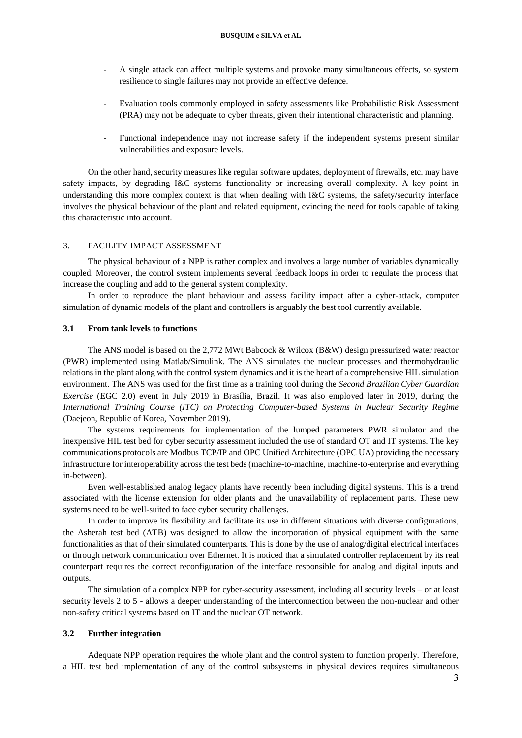- A single attack can affect multiple systems and provoke many simultaneous effects, so system resilience to single failures may not provide an effective defence.

- Evaluation tools commonly employed in safety assessments like Probabilistic Risk Assessment (PRA) may not be adequate to cyber threats, given their intentional characteristic and planning.

- Functional independence may not increase safety if the independent systems present similar vulnerabilities and exposure levels.

On the other hand, security measures like regular software updates, deployment of firewalls, etc. may have safety impacts, by degrading I&C systems functionality or increasing overall complexity. A key point in understanding this more complex context is that when dealing with I&C systems, the safety/security interface involves the physical behaviour of the plant and related equipment, evincing the need for tools capable of taking this characteristic into account.

## 3. FACILITY IMPACT ASSESSMENT

The physical behaviour of a NPP is rather complex and involves a large number of variables dynamically coupled. Moreover, the control system implements several feedback loops in order to regulate the process that increase the coupling and add to the general system complexity.

In order to reproduce the plant behaviour and assess facility impact after a cyber-attack, computer simulation of dynamic models of the plant and controllers is arguably the best tool currently available.

### 3.1 From tank levels to functions

The ANS model is based on the 2,772 MWt Babcock & Wilcox (B&W) design pressurized water reactor (PWR) implemented using Matlab/Simulink. The ANS simulates the nuclear processes and thermohydraulic relations in the plant along with the control system dynamics and it is the heart of a comprehensive HIL simulation environment. The ANS was used for the first time as a training tool during the *Second Brazilian Cyber Guardian Exercise* (EGC 2.0) event in July 2019 in Brasília, Brazil. It was also employed later in 2019, during the *International Training Course (ITC) on Protecting Computer-based Systems in Nuclear Security Regime* (Daejeon, Republic of Korea, November 2019).

The systems requirements for implementation of the lumped parameters PWR simulator and the inexpensive HIL test bed for cyber security assessment included the use of standard OT and IT systems. The key communications protocols are Modbus TCP/IP and OPC Unified Architecture (OPC UA) providing the necessary infrastructure for interoperability across the test beds (machine-to-machine, machine-to-enterprise and everything in-between).

Even well-established analog legacy plants have recently been including digital systems. This is a trend associated with the license extension for older plants and the unavailability of replacement parts. These new systems need to be well-suited to face cyber security challenges.

In order to improve its flexibility and facilitate its use in different situations with diverse configurations, the Asherah test bed (ATB) was designed to allow the incorporation of physical equipment with the same functionalities as that of their simulated counterparts. This is done by the use of analog/digital electrical interfaces or through network communication over Ethernet. It is noticed that a simulated controller replacement by its real counterpart requires the correct reconfiguration of the interface responsible for analog and digital inputs and outputs.

The simulation of a complex NPP for cyber-security assessment, including all security levels – or at least security levels 2 to 5 - allows a deeper understanding of the interconnection between the non-nuclear and other non-safety critical systems based on IT and the nuclear OT network.

### 3.2 Further integration

Adequate NPP operation requires the whole plant and the control system to function properly. Therefore, a HIL test bed implementation of any of the control subsystems in physical devices requires simultaneous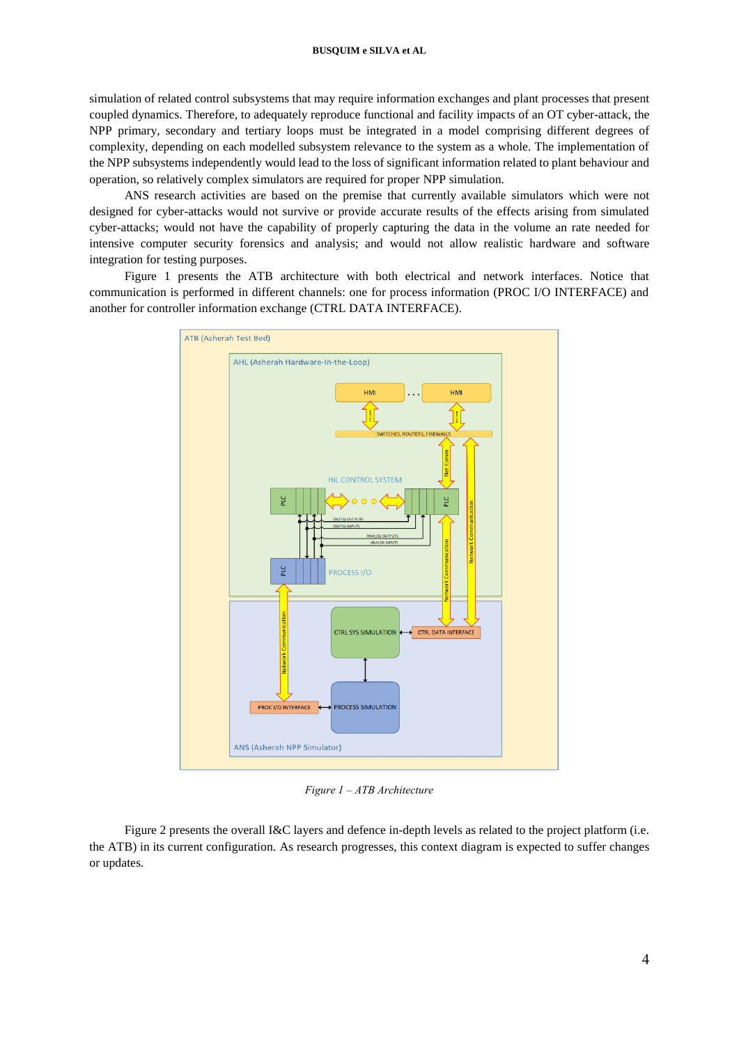simulation of related control subsystems that may require information exchanges and plant processes that present coupled dynamics. Therefore, to adequately reproduce functional and facility impacts of an OT cyber-attack, the NPP primary, secondary and tertiary loops must be integrated in a model comprising different degrees of complexity, depending on each modelled subsystem relevance to the system as a whole. The implementation of the NPP subsystems independently would lead to the loss of significant information related to plant behaviour and operation, so relatively complex simulators are required for proper NPP simulation.

ANS research activities are based on the premise that currently available simulators which were not designed for cyber-attacks would not survive or provide accurate results of the effects arising from simulated cyber-attacks; would not have the capability of properly capturing the data in the volume an rate needed for intensive computer security forensics and analysis; and would not allow realistic hardware and software integration for testing purposes.

Figure 1 presents the ATB architecture with both electrical and network interfaces. Notice that communication is performed in different channels: one for process information (PROC I/O INTERFACE) and another for controller information exchange (CTRL DATA INTERFACE).

*Figure 1 – ATB Architecture*

Figure 2 presents the overall I&C layers and defence in-depth levels as related to the project platform (i.e. the ATB) in its current configuration. As research progresses, this context diagram is expected to suffer changes or updates.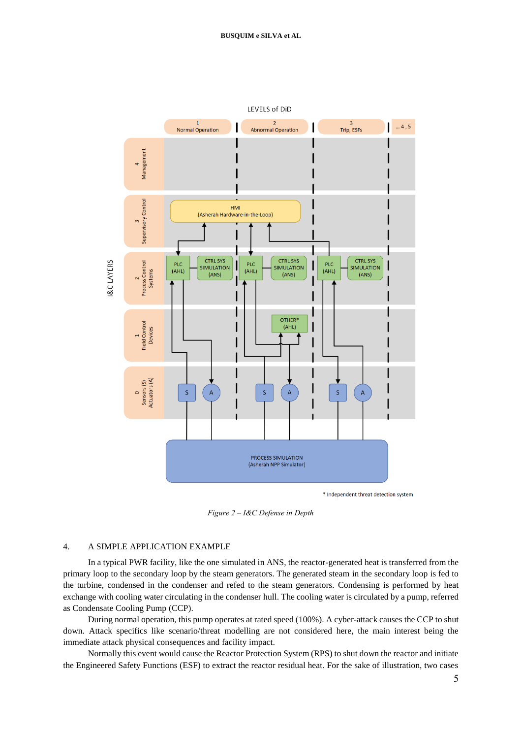*Figure 2 – I&C Defense in Depth*

## 4. A SIMPLE APPLICATION EXAMPLE

In a typical PWR facility, like the one simulated in ANS, the reactor-generated heat is transferred from the primary loop to the secondary loop by the steam generators. The generated steam in the secondary loop is fed to the turbine, condensed in the condenser and refed to the steam generators. Condensing is performed by heat exchange with cooling water circulating in the condenser hull. The cooling water is circulated by a pump, referred as Condensate Cooling Pump (CCP).

During normal operation, this pump operates at rated speed (100%). A cyber-attack causes the CCP to shut down. Attack specifics like scenario/threat modelling are not considered here, the main interest being the immediate attack physical consequences and facility impact.

Normally this event would cause the Reactor Protection System (RPS) to shut down the reactor and initiate the Engineered Safety Functions (ESF) to extract the reactor residual heat. For the sake of illustration, two cases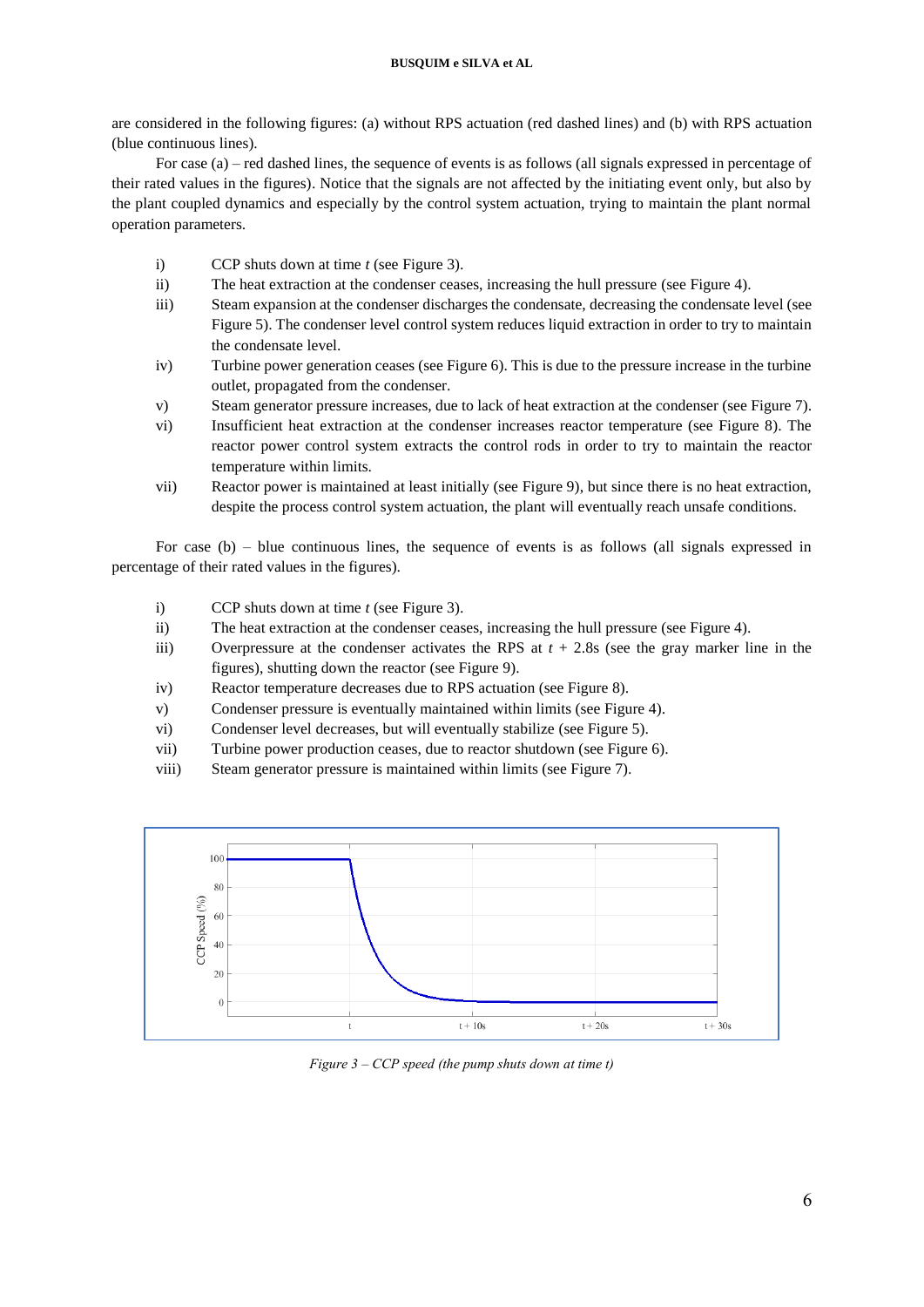are considered in the following figures: (a) without RPS actuation (red dashed lines) and (b) with RPS actuation (blue continuous lines).

For case (a) – red dashed lines, the sequence of events is as follows (all signals expressed in percentage of their rated values in the figures). Notice that the signals are not affected by the initiating event only, but also by the plant coupled dynamics and especially by the control system actuation, trying to maintain the plant normal operation parameters.

i) CCP shuts down at time *t* (see Figure 3).
ii) The heat extraction at the condenser ceases, increasing the hull pressure (see Figure 4).
iii) Steam expansion at the condenser discharges the condensate, decreasing the condensate level (see Figure 5). The condenser level control system reduces liquid extraction in order to try to maintain the condensate level.
iv) Turbine power generation ceases (see Figure 6). This is due to the pressure increase in the turbine outlet, propagated from the condenser.
v) Steam generator pressure increases, due to lack of heat extraction at the condenser (see Figure 7).
vi) Insufficient heat extraction at the condenser increases reactor temperature (see Figure 8). The reactor power control system extracts the control rods in order to try to maintain the reactor temperature within limits.
vii) Reactor power is maintained at least initially (see Figure 9), but since there is no heat extraction, despite the process control system actuation, the plant will eventually reach unsafe conditions.

For case (b) – blue continuous lines, the sequence of events is as follows (all signals expressed in percentage of their rated values in the figures).

i) CCP shuts down at time *t* (see Figure 3).
ii) The heat extraction at the condenser ceases, increasing the hull pressure (see Figure 4).
iii) Overpressure at the condenser activates the RPS at *t* + 2.8s (see the gray marker line in the figures), shutting down the reactor (see Figure 9).
iv) Reactor temperature decreases due to RPS actuation (see Figure 8).
v) Condenser pressure is eventually maintained within limits (see Figure 4).
vi) Condenser level decreases, but will eventually stabilize (see Figure 5).
vii) Turbine power production ceases, due to reactor shutdown (see Figure 6).
viii) Steam generator pressure is maintained within limits (see Figure 7).

*Figure 3 – CCP speed (the pump shuts down at time t)*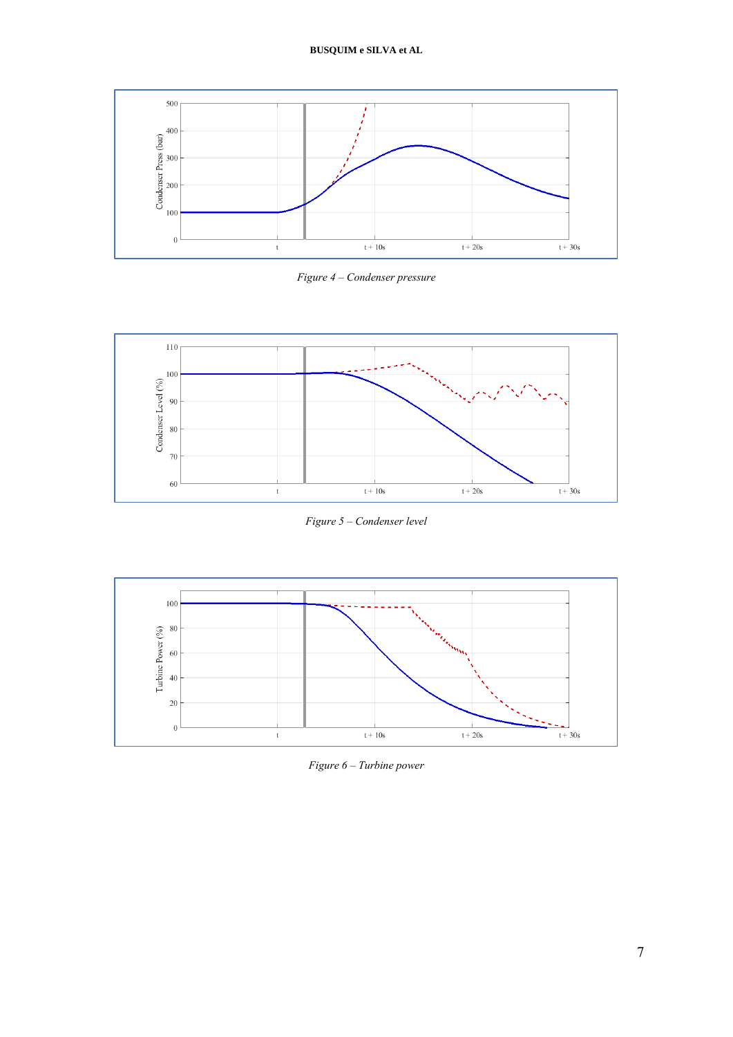*Figure 4 – Condenser pressure*

*Figure 5 – Condenser level*

*Figure 6 – Turbine power*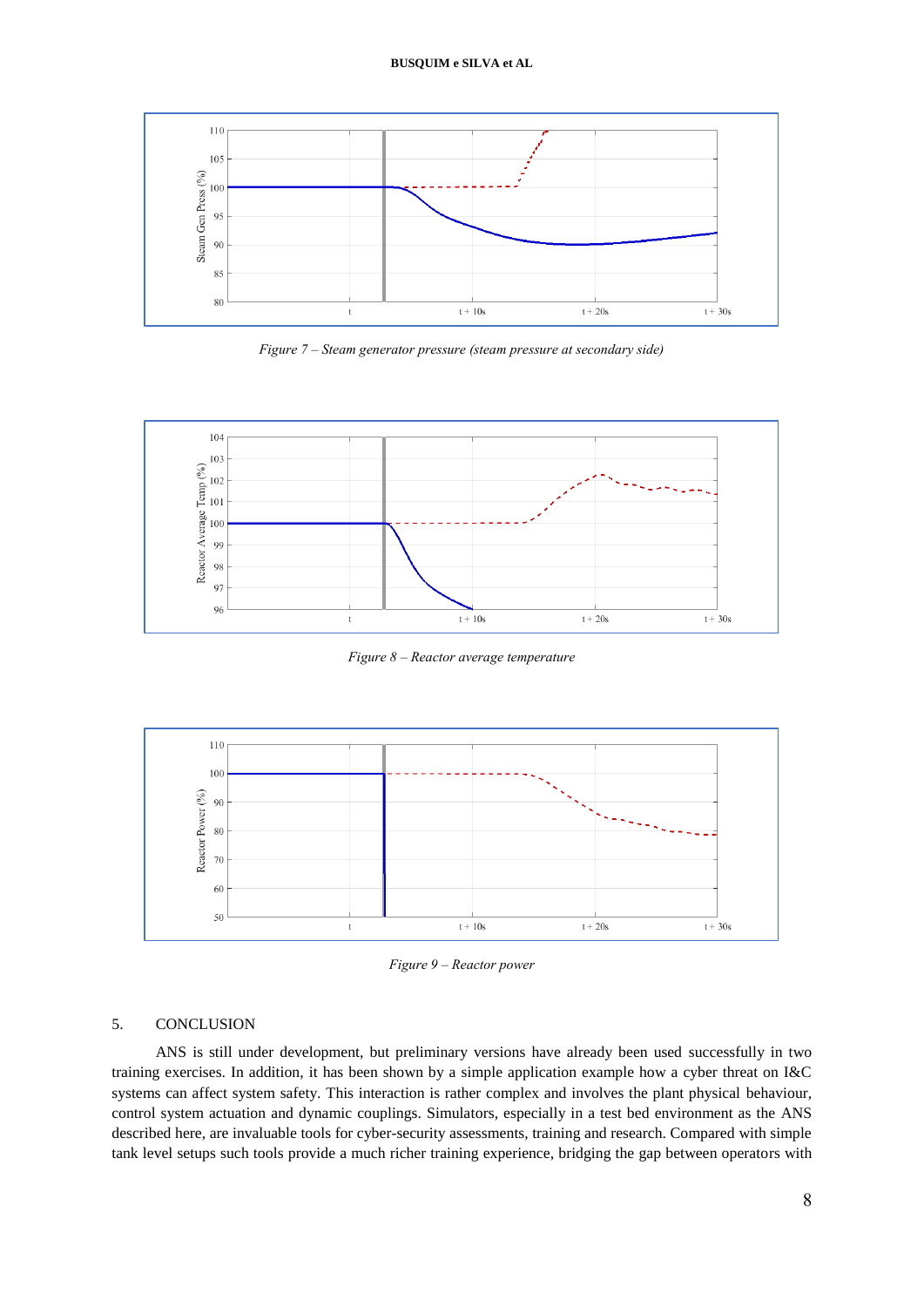*Figure 7 – Steam generator pressure (steam pressure at secondary side)*

*Figure 8 – Reactor average temperature*

*Figure 9 – Reactor power*

## 5. CONCLUSION

ANS is still under development, but preliminary versions have already been used successfully in two training exercises. In addition, it has been shown by a simple application example how a cyber threat on I&C systems can affect system safety. This interaction is rather complex and involves the plant physical behaviour, control system actuation and dynamic couplings. Simulators, especially in a test bed environment as the ANS described here, are invaluable tools for cyber-security assessments, training and research. Compared with simple tank level setups such tools provide a much richer training experience, bridging the gap between operators with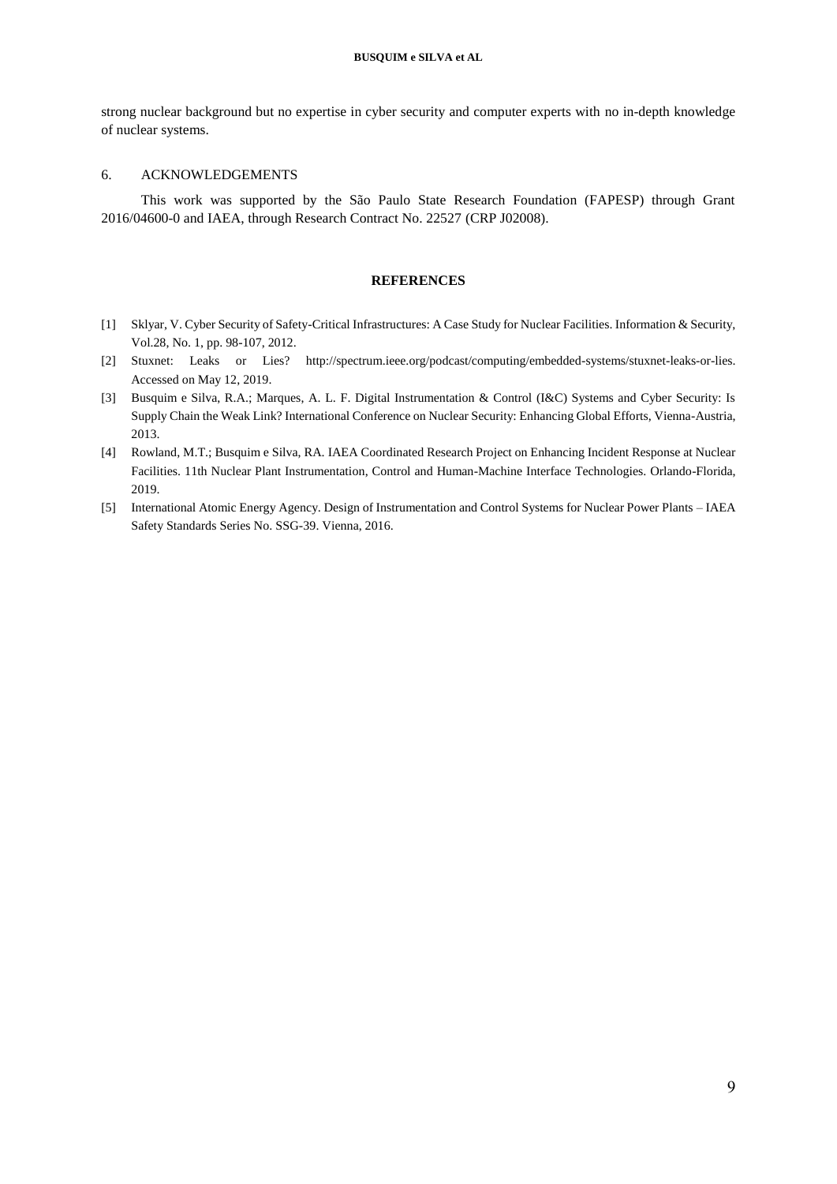strong nuclear background but no expertise in cyber security and computer experts with no in-depth knowledge of nuclear systems.

## 6. ACKNOWLEDGEMENTS

This work was supported by the São Paulo State Research Foundation (FAPESP) through Grant 2016/04600-0 and IAEA, through Research Contract No. 22527 (CRP J02008).

## REFERENCES

[1] Sklyar, V. Cyber Security of Safety-Critical Infrastructures: A Case Study for Nuclear Facilities. Information & Security, Vol.28, No. 1, pp. 98-107, 2012.

[2] Stuxnet: Leaks or Lies? http://spectrum.ieee.org/podcast/computing/embedded-systems/stuxnet-leaks-or-lies. Accessed on May 12, 2019.

[3] Busquim e Silva, R.A.; Marques, A. L. F. Digital Instrumentation & Control (I&C) Systems and Cyber Security: Is Supply Chain the Weak Link? International Conference on Nuclear Security: Enhancing Global Efforts, Vienna-Austria, 2013.

[4] Rowland, M.T.; Busquim e Silva, RA. IAEA Coordinated Research Project on Enhancing Incident Response at Nuclear Facilities. 11th Nuclear Plant Instrumentation, Control and Human-Machine Interface Technologies. Orlando-Florida, 2019.

[5] International Atomic Energy Agency. Design of Instrumentation and Control Systems for Nuclear Power Plants – IAEA Safety Standards Series No. SSG-39. Vienna, 2016.